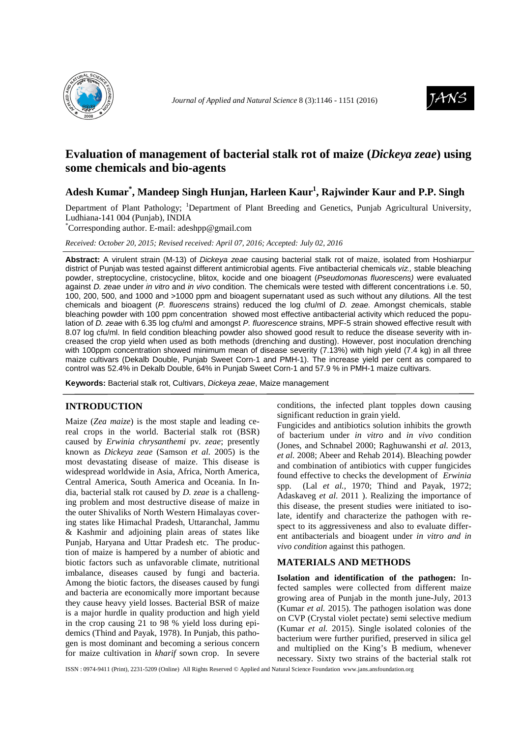# Evaluation of management of bacterial stalk rot of maize (*Dickeya zeae*) using some chemicals and bio-agents

**Adesh Kumar*, Mandeep Singh Hunjan, Harleen Kaur[1], Rajwinder Kaur and P.P. Singh**

Department of Plant Pathology; [1]Department of Plant Breeding and Genetics, Punjab Agricultural University, Ludhiana-141 004 (Punjab), INDIA

*Corresponding author. E-mail: adeshpp@gmail.com

*Received: October 20, 2015; Revised received: April 07, 2016; Accepted: July 02, 2016*

**Abstract:** A virulent strain (M-13) of *Dickeya zeae* causing bacterial stalk rot of maize, isolated from Hoshiarpur district of Punjab was tested against different antimicrobial agents. Five antibacterial chemicals *viz.,* stable bleaching powder, streptocycline, cristocycline, blitox, kocide and one bioagent (*Pseudomonas fluorescens)* were evaluated against *D. zeae* under *in vitro* and *in vivo* condition. The chemicals were tested with different concentrations i.e. 50, 100, 200, 500, and 1000 and >1000 ppm and bioagent supernatant used as such without any dilutions. All the test chemicals and bioagent (*P. fluorescens* strains) reduced the log cfu/ml of *D. zeae.* Amongst chemicals, stable bleaching powder with 100 ppm concentration showed most effective antibacterial activity which reduced the population of *D. zeae* with 6.35 log cfu/ml and amongst *P. fluorescence* strains, MPF-5 strain showed effective result with 8.07 log cfu/ml. In field condition bleaching powder also showed good result to reduce the disease severity with increased the crop yield when used as both methods (drenching and dusting). However, post inoculation drenching with 100ppm concentration showed minimum mean of disease severity (7.13%) with high yield (7.4 kg) in all three maize cultivars (Dekalb Double, Punjab Sweet Corn-1 and PMH-1). The increase yield per cent as compared to control was 52.4% in Dekalb Double, 64% in Punjab Sweet Corn-1 and 57.9 % in PMH-1 maize cultivars.

**Keywords:** Bacterial stalk rot, Cultivars, *Dickeya zeae*, Maize management

## INTRODUCTION

Maize (*Zea maize*) is the most staple and leading cereal crops in the world. Bacterial stalk rot (BSR) caused by *Erwinia chrysanthemi* pv. *zeae*; presently known as *Dickeya zeae* (Samson *et al.* 2005) is the most devastating disease of maize. This disease is widespread worldwide in Asia, Africa, North America, Central America, South America and Oceania. In India, bacterial stalk rot caused by *D. zeae* is a challenging problem and most destructive disease of maize in the outer Shivaliks of North Western Himalayas covering states like Himachal Pradesh, Uttaranchal, Jammu & Kashmir and adjoining plain areas of states like Punjab, Haryana and Uttar Pradesh etc. The production of maize is hampered by a number of abiotic and biotic factors such as unfavorable climate, nutritional imbalance, diseases caused by fungi and bacteria. Among the biotic factors, the diseases caused by fungi and bacteria are economically more important because they cause heavy yield losses. Bacterial BSR of maize is a major hurdle in quality production and high yield in the crop causing 21 to 98 % yield loss during epidemics (Thind and Payak, 1978). In Punjab, this pathogen is most dominant and becoming a serious concern for maize cultivation in *kharif* sown crop. In severe conditions, the infected plant topples down causing significant reduction in grain yield.

Fungicides and antibiotics solution inhibits the growth of bacterium under *in vitro* and *in vivo* condition (Jones, and Schnabel 2000; Raghuwanshi *et al.* 2013, *et al.* 2008; Abeer and Rehab 2014). Bleaching powder and combination of antibiotics with cupper fungicides found effective to checks the development of *Erwinia* spp. (Lal *et al.,* 1970; Thind and Payak, 1972; Adaskaveg *et al.* 2011 ). Realizing the importance of this disease, the present studies were initiated to isolate, identify and characterize the pathogen with respect to its aggressiveness and also to evaluate different antibacterials and bioagent under *in vitro and in vivo condition* against this pathogen.

## MATERIALS AND METHODS

**Isolation and identification of the pathogen:** Infected samples were collected from different maize growing area of Punjab in the month june-July, 2013 (Kumar *et al.* 2015). The pathogen isolation was done on CVP (Crystal violet pectate) semi selective medium (Kumar *et al.* 2015). Single isolated colonies of the bacterium were further purified, preserved in silica gel and multiplied on the King's B medium, whenever necessary. Sixty two strains of the bacterial stalk rot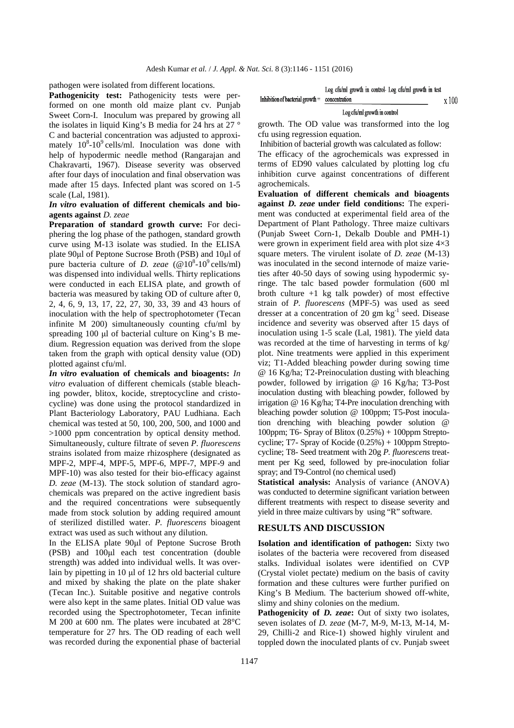pathogen were isolated from different locations.

**Pathogenicity test:** Pathogenicity tests were performed on one month old maize plant cv. Punjab Sweet Corn-I. Inoculum was prepared by growing all the isolates in liquid King's B media for 24 hrs at 27 °C and bacterial concentration was adjusted to approximately $10^8$-$10^9$ cells/ml. Inoculation was done with help of hypodermic needle method (Rangarajan and Chakravarti, 1967). Disease severity was observed after four days of inoculation and final observation was made after 15 days. Infected plant was scored on 1-5 scale (Lal, 1981).

***In vitro* evaluation of different chemicals and bioagents against *D. zeae***

**Preparation of standard growth curve:** For deciphering the log phase of the pathogen, standard growth curve using M-13 isolate was studied. In the ELISA plate 90μl of Peptone Sucrose Broth (PSB) and 10μl of pure bacteria culture of *D. zeae* (@$10^8$-$10^9$ cells/ml) was dispensed into individual wells. Thirty replications were conducted in each ELISA plate, and growth of bacteria was measured by taking OD of culture after 0, 2, 4, 6, 9, 13, 17, 22, 27, 30, 33, 39 and 43 hours of inoculation with the help of spectrophotometer (Tecan infinite M 200) simultaneously counting cfu/ml by spreading 100 μl of bacterial culture on King's B medium. Regression equation was derived from the slope taken from the graph with optical density value (OD) plotted against cfu/ml.

***In vitro* evaluation of chemicals and bioagents:** *In vitro* evaluation of different chemicals (stable bleaching powder, blitox, kocide, streptocycline and cristocycline) was done using the protocol standardized in Plant Bacteriology Laboratory, PAU Ludhiana. Each chemical was tested at 50, 100, 200, 500, and 1000 and >1000 ppm concentration by optical density method. Simultaneously, culture filtrate of seven *P. fluorescens* strains isolated from maize rhizosphere (designated as MPF-2, MPF-4, MPF-5, MPF-6, MPF-7, MPF-9 and MPF-10) was also tested for their bio-efficacy against *D. zeae* (M-13). The stock solution of standard agrochemicals was prepared on the active ingredient basis and the required concentrations were subsequently made from stock solution by adding required amount of sterilized distilled water. *P. fluorescens* bioagent extract was used as such without any dilution.

In the ELISA plate 90μl of Peptone Sucrose Broth (PSB) and 100μl each test concentration (double strength) was added into individual wells. It was overlain by pipetting in 10 μl of 12 hrs old bacterial culture and mixed by shaking the plate on the plate shaker (Tecan Inc.). Suitable positive and negative controls were also kept in the same plates. Initial OD value was recorded using the Spectrophotometer, Tecan infinite M 200 at 600 nm. The plates were incubated at 28°C temperature for 27 hrs. The OD reading of each well was recorded during the exponential phase of bacterial growth. The OD value was transformed into the log cfu using regression equation.

Inhibition of bacterial growth was calculated as follow:

$$\text{Inhibition of bacterial growth} = \frac{\text{Log cfu/ml growth in control} - \text{Log cfu/ml growth in test concentration}}{\text{Log cfu/ml growth in control}} \times 100$$

The efficacy of the agrochemicals was expressed in terms of ED90 values calculated by plotting log cfu inhibition curve against concentrations of different agrochemicals.

**Evaluation of different chemicals and bioagents against *D. zeae* under field conditions:** The experiment was conducted at experimental field area of the Department of Plant Pathology. Three maize cultivars (Punjab Sweet Corn-1, Dekalb Double and PMH-1) were grown in experiment field area with plot size 4×3 square meters. The virulent isolate of *D. zeae* (M-13) was inoculated in the second internode of maize varieties after 40-50 days of sowing using hypodermic syringe. The talc based powder formulation (600 ml broth culture +1 kg talk powder) of most effective strain of *P. fluorescens* (MPF-5) was used as seed dresser at a concentration of 20 gm $kg^{-1}$ seed. Disease incidence and severity was observed after 15 days of inoculation using 1-5 scale (Lal, 1981). The yield data was recorded at the time of harvesting in terms of kg/plot. Nine treatments were applied in this experiment viz; T1-Added bleaching powder during sowing time @ 16 Kg/ha; T2-Preinoculation dusting with bleaching powder, followed by irrigation @ 16 Kg/ha; T3-Post inoculation dusting with bleaching powder, followed by irrigation @ 16 Kg/ha; T4-Pre inoculation drenching with bleaching powder solution @ 100ppm; T5-Post inoculation drenching with bleaching powder solution @ 100ppm; T6- Spray of Blitox (0.25%) + 100ppm Streptocycline; T7- Spray of Kocide (0.25%) + 100ppm Streptocycline; T8- Seed treatment with 20g *P. fluorescens* treatment per Kg seed, followed by pre-inoculation foliar spray; and T9-Control (no chemical used)

**Statistical analysis:** Analysis of variance (ANOVA) was conducted to determine significant variation between different treatments with respect to disease severity and yield in three maize cultivars by using "R" software.

## RESULTS AND DISCUSSION

**Isolation and identification of pathogen:** Sixty two isolates of the bacteria were recovered from diseased stalks. Individual isolates were identified on CVP (Crystal violet pectate) medium on the basis of cavity formation and these cultures were further purified on King's B Medium. The bacterium showed off-white, slimy and shiny colonies on the medium.

**Pathogenicity of *D. zeae*:** Out of sixty two isolates, seven isolates of *D. zeae* (M-7, M-9, M-13, M-14, M-29, Chilli-2 and Rice-1) showed highly virulent and toppled down the inoculated plants of cv. Punjab sweet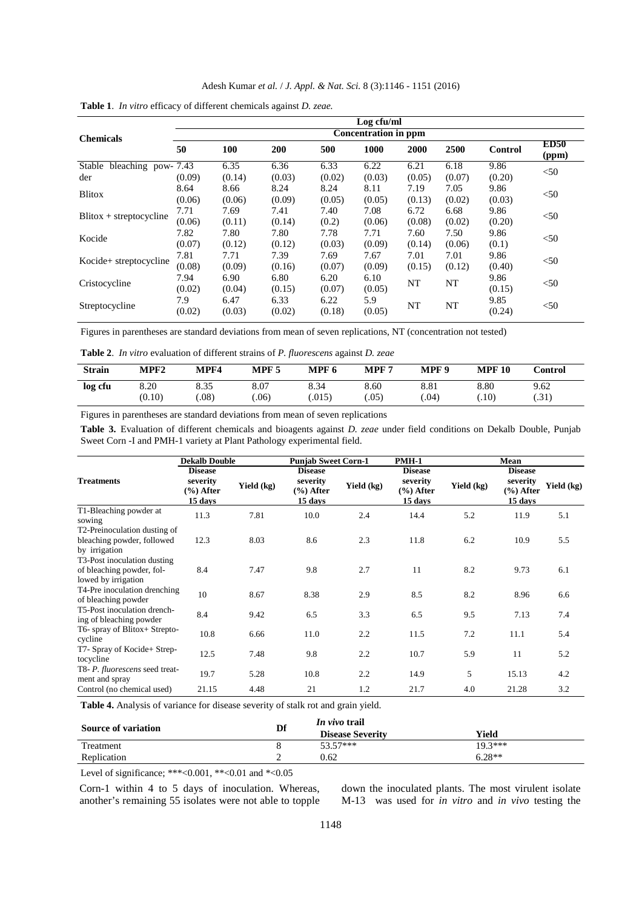**Table 1**. *In vitro* efficacy of different chemicals against *D. zeae.*

| Chemicals | Log cfu/ml | | | | | | | | |
|---|---|---|---|---|---|---|---|---|---|
| | Concentration in ppm | | | | | | | | |
| | 50 | 100 | 200 | 500 | 1000 | 2000 | 2500 | Control | ED50 (ppm) |
| Stable bleaching powder | 7.43 (0.09) | 6.35 (0.14) | 6.36 (0.03) | 6.33 (0.02) | 6.22 (0.03) | 6.21 (0.05) | 6.18 (0.07) | 9.86 (0.20) | <50 |
| Blitox | 8.64 (0.06) | 8.66 (0.06) | 8.24 (0.09) | 8.24 (0.05) | 8.11 (0.05) | 7.19 (0.13) | 7.05 (0.02) | 9.86 (0.03) | <50 |
| Blitox + streptocycline | 7.71 (0.06) | 7.69 (0.11) | 7.41 (0.14) | 7.40 (0.2) | 7.08 (0.06) | 6.72 (0.08) | 6.68 (0.02) | 9.86 (0.20) | <50 |
| Kocide | 7.82 (0.07) | 7.80 (0.12) | 7.80 (0.12) | 7.78 (0.03) | 7.71 (0.09) | 7.60 (0.14) | 7.50 (0.06) | 9.86 (0.1) | <50 |
| Kocide+ streptocycline | 7.81 (0.08) | 7.71 (0.09) | 7.39 (0.16) | 7.69 (0.07) | 7.67 (0.09) | 7.01 (0.15) | 7.01 (0.12) | 9.86 (0.40) | <50 |
| Cristocycline | 7.94 (0.02) | 6.90 (0.04) | 6.80 (0.15) | 6.20 (0.07) | 6.10 (0.05) | NT | NT | 9.86 (0.15) | <50 |
| Streptocycline | 7.9 (0.02) | 6.47 (0.03) | 6.33 (0.02) | 6.22 (0.18) | 5.9 (0.05) | NT | NT | 9.85 (0.24) | <50 |

Figures in parentheses are standard deviations from mean of seven replications, NT (concentration not tested)

**Table 2**. *In vitro* evaluation of different strains of *P. fluorescens* against *D. zeae*

| Strain | MPF2 | MPF4 | MPF 5 | MPF 6 | MPF 7 | MPF 9 | MPF 10 | Control |
|---|---|---|---|---|---|---|---|---|
| log cfu | 8.20 (0.10) | 8.35 (.08) | 8.07 (.06) | 8.34 (.015) | 8.60 (.05) | 8.81 (.04) | 8.80 (.10) | 9.62 (.31) |

Figures in parentheses are standard deviations from mean of seven replications

**Table 3.** Evaluation of different chemicals and bioagents against *D. zeae* under field conditions on Dekalb Double, Punjab Sweet Corn -I and PMH-1 variety at Plant Pathology experimental field.

| Treatments | Dekalb Double | | Punjab Sweet Corn-1 | | PMH-1 | | Mean | |
|---|---|---|---|---|---|---|---|---|
| | Disease severity (%) After 15 days | Yield (kg) | Disease severity (%) After 15 days | Yield (kg) | Disease severity (%) After 15 days | Yield (kg) | Disease severity (%) After 15 days | Yield (kg) |
| T1-Bleaching powder at sowing | 11.3 | 7.81 | 10.0 | 2.4 | 14.4 | 5.2 | 11.9 | 5.1 |
| T2-Preinoculation dusting of bleaching powder, followed by irrigation | 12.3 | 8.03 | 8.6 | 2.3 | 11.8 | 6.2 | 10.9 | 5.5 |
| T3-Post inoculation dusting of bleaching powder, followed by irrigation | 8.4 | 7.47 | 9.8 | 2.7 | 11 | 8.2 | 9.73 | 6.1 |
| T4-Pre inoculation drenching of bleaching powder | 10 | 8.67 | 8.38 | 2.9 | 8.5 | 8.2 | 8.96 | 6.6 |
| T5-Post inoculation drenching of bleaching powder | 8.4 | 9.42 | 6.5 | 3.3 | 6.5 | 9.5 | 7.13 | 7.4 |
| T6- spray of Blitox+ Streptocycline | 10.8 | 6.66 | 11.0 | 2.2 | 11.5 | 7.2 | 11.1 | 5.4 |
| T7- Spray of Kocide+ Streptocycline | 12.5 | 7.48 | 9.8 | 2.2 | 10.7 | 5.9 | 11 | 5.2 |
| T8- *P. fluorescens* seed treatment and spray | 19.7 | 5.28 | 10.8 | 2.2 | 14.9 | 5 | 15.13 | 4.2 |
| Control (no chemical used) | 21.15 | 4.48 | 21 | 1.2 | 21.7 | 4.0 | 21.28 | 3.2 |

**Table 4.** Analysis of variance for disease severity of stalk rot and grain yield.

| Source of variation | Df | *In vivo* trail | |
|---|---|---|---|
| | | Disease Severity | Yield |
| Treatment | 8 | 53.57*** | 19.3*** |
| Replication | 2 | 0.62 | 6.28** |

Level of significance; ***<0.001, **<0.01 and *<0.05

Corn-1 within 4 to 5 days of inoculation. Whereas, another's remaining 55 isolates were not able to topple down the inoculated plants. The most virulent isolate M-13 was used for *in vitro* and *in vivo* testing the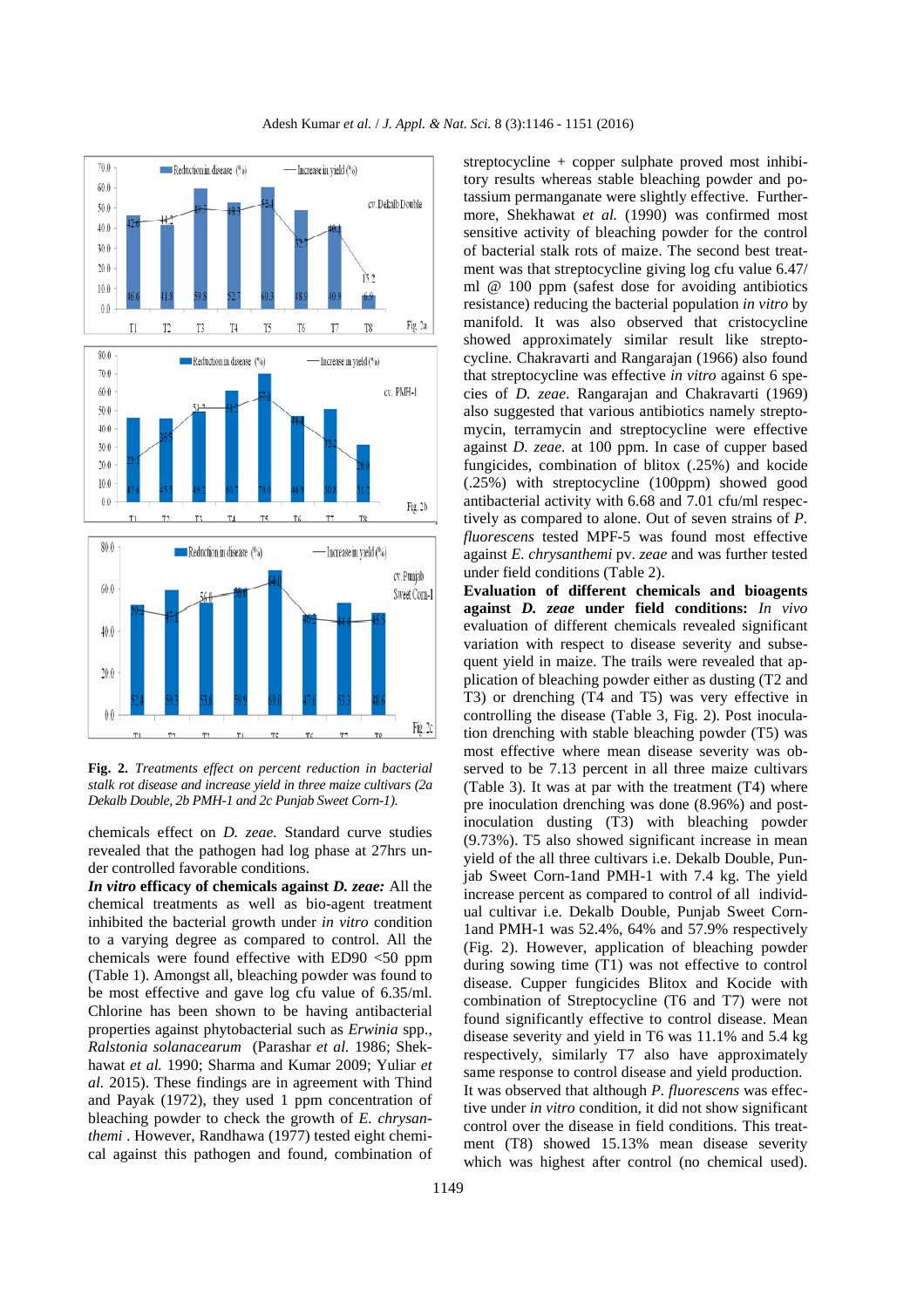**Fig. 2.** *Treatments effect on percent reduction in bacterial stalk rot disease and increase yield in three maize cultivars (2a Dekalb Double, 2b PMH-1 and 2c Punjab Sweet Corn-1).*

chemicals effect on *D. zeae.* Standard curve studies revealed that the pathogen had log phase at 27hrs under controlled favorable conditions.

***In vitro* efficacy of chemicals against *D. zeae:*** All the chemical treatments as well as bio-agent treatment inhibited the bacterial growth under *in vitro* condition to a varying degree as compared to control. All the chemicals were found effective with ED90 <50 ppm (Table 1). Amongst all, bleaching powder was found to be most effective and gave log cfu value of 6.35/ml. Chlorine has been shown to be having antibacterial properties against phytobacterial such as *Erwinia* spp., *Ralstonia solanacearum* (Parashar *et al.* 1986; Shekhawat *et al.* 1990; Sharma and Kumar 2009; Yuliar *et al.* 2015). These findings are in agreement with Thind and Payak (1972), they used 1 ppm concentration of bleaching powder to check the growth of *E. chrysanthemi* . However, Randhawa (1977) tested eight chemical against this pathogen and found, combination of streptocycline + copper sulphate proved most inhibitory results whereas stable bleaching powder and potassium permanganate were slightly effective. Furthermore, Shekhawat *et al.* (1990) was confirmed most sensitive activity of bleaching powder for the control of bacterial stalk rots of maize. The second best treatment was that streptocycline giving log cfu value 6.47/ml @ 100 ppm (safest dose for avoiding antibiotics resistance) reducing the bacterial population *in vitro* by manifold. It was also observed that cristocycline showed approximately similar result like streptocycline. Chakravarti and Rangarajan (1966) also found that streptocycline was effective *in vitro* against 6 species of *D. zeae*. Rangarajan and Chakravarti (1969) also suggested that various antibiotics namely streptomycin, terramycin and streptocycline were effective against *D. zeae.* at 100 ppm. In case of cupper based fungicides, combination of blitox (.25%) and kocide (.25%) with streptocycline (100ppm) showed good antibacterial activity with 6.68 and 7.01 cfu/ml respectively as compared to alone. Out of seven strains of *P. fluorescens* tested MPF-5 was found most effective against *E. chrysanthemi* pv. *zeae* and was further tested under field conditions (Table 2).

**Evaluation of different chemicals and bioagents against *D. zeae* under field conditions:** *In vivo* evaluation of different chemicals revealed significant variation with respect to disease severity and subsequent yield in maize. The trails were revealed that application of bleaching powder either as dusting (T2 and T3) or drenching (T4 and T5) was very effective in controlling the disease (Table 3, Fig. 2). Post inoculation drenching with stable bleaching powder (T5) was most effective where mean disease severity was observed to be 7.13 percent in all three maize cultivars (Table 3). It was at par with the treatment (T4) where pre inoculation drenching was done (8.96%) and post-inoculation dusting (T3) with bleaching powder (9.73%). T5 also showed significant increase in mean yield of the all three cultivars i.e. Dekalb Double, Punjab Sweet Corn-1and PMH-1 with 7.4 kg. The yield increase percent as compared to control of all individual cultivar i.e. Dekalb Double, Punjab Sweet Corn-1and PMH-1 was 52.4%, 64% and 57.9% respectively (Fig. 2). However, application of bleaching powder during sowing time (T1) was not effective to control disease. Cupper fungicides Blitox and Kocide with combination of Streptocycline (T6 and T7) were not found significantly effective to control disease. Mean disease severity and yield in T6 was 11.1% and 5.4 kg respectively, similarly T7 also have approximately same response to control disease and yield production.

It was observed that although *P. fluorescens* was effective under *in vitro* condition, it did not show significant control over the disease in field conditions. This treatment (T8) showed 15.13% mean disease severity which was highest after control (no chemical used).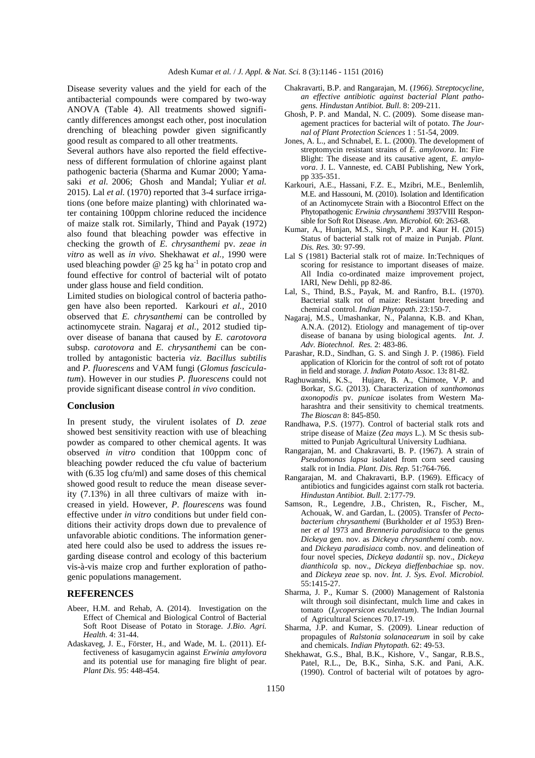Disease severity values and the yield for each of the antibacterial compounds were compared by two-way ANOVA (Table 4). All treatments showed significantly differences amongst each other, post inoculation drenching of bleaching powder given significantly good result as compared to all other treatments.

Several authors have also reported the field effectiveness of different formulation of chlorine against plant pathogenic bacteria (Sharma and Kumar 2000; Yamasaki *et al.* 2006; Ghosh and Mandal; Yuliar *et al.* 2015). Lal *et al.* (1970) reported that 3-4 surface irrigations (one before maize planting) with chlorinated water containing 100ppm chlorine reduced the incidence of maize stalk rot. Similarly, Thind and Payak (1972) also found that bleaching powder was effective in checking the growth of *E. chrysanthemi* pv. *zeae in vitro* as well as *in vivo.* Shekhawat *et al.,* 1990 were used bleaching powder @ 25 kg ha$^{-1}$ in potato crop and found effective for control of bacterial wilt of potato under glass house and field condition.

Limited studies on biological control of bacteria pathogen have also been reported. Karkouri *et al.,* 2010 observed that *E. chrysanthemi* can be controlled by actinomycete strain. Nagaraj *et al.,* 2012 studied tip-over disease of banana that caused by *E. carotovora* subsp. *carotovora* and *E. chrysanthemi* can be controlled by antagonistic bacteria *viz. Bacillus subtilis* and *P. fluorescens* and VAM fungi (*Glomus fasciculatum*). However in our studies *P. fluorescens* could not provide significant disease control *in vivo* condition.

## Conclusion

In present study, the virulent isolates of *D. zeae* showed best sensitivity reaction with use of bleaching powder as compared to other chemical agents. It was observed *in vitro* condition that 100ppm conc of bleaching powder reduced the cfu value of bacterium with (6.35 log cfu/ml) and same doses of this chemical showed good result to reduce the mean disease severity (7.13%) in all three cultivars of maize with increased in yield. However, *P. flourescens* was found effective under *in vitro* conditions but under field conditions their activity drops down due to prevalence of unfavorable abiotic conditions. The information generated here could also be used to address the issues regarding disease control and ecology of this bacterium vis-à-vis maize crop and further exploration of pathogenic populations management.

## REFERENCES

Abeer, H.M. and Rehab, A. (2014). Investigation on the Effect of Chemical and Biological Control of Bacterial Soft Root Disease of Potato in Storage. *J.Bio. Agri. Health.* 4: 31-44.

Adaskaveg, J. E., Förster, H., and Wade, M. L. (2011). Effectiveness of kasugamycin against *Erwinia amylovora* and its potential use for managing fire blight of pear. *Plant Dis.* 95: 448-454.

Chakravarti, B.P. and Rangarajan, M. (*1966). Streptocycline, an effective antibiotic against bacterial Plant pathogens. Hindustan Antibiot. Bull.* 8: 209-211.

Ghosh, P. P. and Mandal, N. C. (2009). Some disease management practices for bacterial wilt of potato. *The Journal of Plant Protection Sciences* 1 : 51-54, 2009.

Jones, A. L., and Schnabel, E. L. (2000). The development of streptomycin resistant strains of *E. amylovora*. In: Fire Blight: The disease and its causative agent, *E. amylovora*. J. L. Vanneste, ed. CABI Publishing, New York, pp 335-351.

Karkouri, A.E., Hassani, F.Z. E., Mzibri, M.E., Benlemlih, M.E. and Hassouni, M. (2010). Isolation and Identification of an Actinomycete Strain with a Biocontrol Effect on the Phytopathogenic *Erwinia chrysanthemi* 3937VIII Responsible for Soft Rot Disease. *Ann. Microbiol.* 60: 263-68.

Kumar, A., Hunjan, M.S., Singh, P.P. and Kaur H. (2015) Status of bacterial stalk rot of maize in Punjab. *Plant. Dis. Res.* 30: 97-99.

Lal S (1981) Bacterial stalk rot of maize. In:Techniques of scoring for resistance to important diseases of maize. All India co-ordinated maize improvement project, IARI, New Dehli, pp 82-86.

Lal, S., Thind, B.S., Payak, M. and Ranfro, B.L. (1970). Bacterial stalk rot of maize: Resistant breeding and chemical control. *Indian Phytopath.* 23:150-7.

Nagaraj, M.S., Umashankar, N., Palanna, K.B. and Khan, A.N.A. (2012). Etiology and management of tip-over disease of banana by using biological agents. *Int. J. Adv. Biotechnol. Res.* 2: 483-86.

Parashar, R.D., Sindhan, G. S. and Singh J. P. (1986). Field application of Kloricin for the control of soft rot of potato in field and storage. *J. Indian Potato Assoc.* 13**:** 81-82.

Raghuwanshi, K.S., Hujare, B. A., Chimote, V.P. and Borkar, S.G. (2013). Characterization of *xanthomonas axonopodis* pv. *punicae* isolates from Western Maharashtra and their sensitivity to chemical treatments. *The Bioscan* 8: 845-850.

Randhawa, P.S. (1977). Control of bacterial stalk rots and stripe disease of Maize (*Zea mays* L.). M Sc thesis submitted to Punjab Agricultural University Ludhiana.

Rangarajan, M. and Chakravarti, B. P. (1967). A strain of *Pseudomonas lapsa* isolated from corn seed causing stalk rot in India. *Plant. Dis. Rep.* 51:764-766.

Rangarajan, M. and Chakravarti, B.P. (1969). Efficacy of antibiotics and fungicides against corn stalk rot bacteria. *Hindustan Antibiot. Bull.* 2:177-79.

Samson, R., Legendre, J.B., Christen, R., Fischer, M., Achouak, W. and Gardan, L. (2005). Transfer of *Pectobacterium chrysanthemi* (Burkholder *et al* 1953) Brenner *et al* 1973 and *Brenneria paradisiaca* to the genus *Dickeya* gen. nov. as *Dickeya chrysanthemi* comb. nov. and *Dickeya paradisiaca* comb. nov. and delineation of four novel species, *Dickeya dadantii* sp. nov., *Dickeya dianthicola* sp. nov., *Dickeya dieffenbachiae* sp. nov. and *Dickeya zeae* sp. nov. *Int. J. Sys. Evol. Microbiol.* 55:1415-27.

Sharma, J. P., Kumar S. (2000) Management of Ralstonia wilt through soil disinfectant, mulch lime and cakes in tomato (*Lycopersicon esculentum*). The Indian Journal of Agricultural Sciences 70.17-19.

Sharma, J.P. and Kumar, S. (2009). Linear reduction of propagules of *Ralstonia solanacearum* in soil by cake and chemicals. *Indian Phytopath.* 62: 49-53.

Shekhawat, G.S., Bhal, B.K., Kishore, V., Sangar, R.B.S., Patel, R.L., De, B.K., Sinha, S.K. and Pani, A.K. (1990). Control of bacterial wilt of potatoes by agro-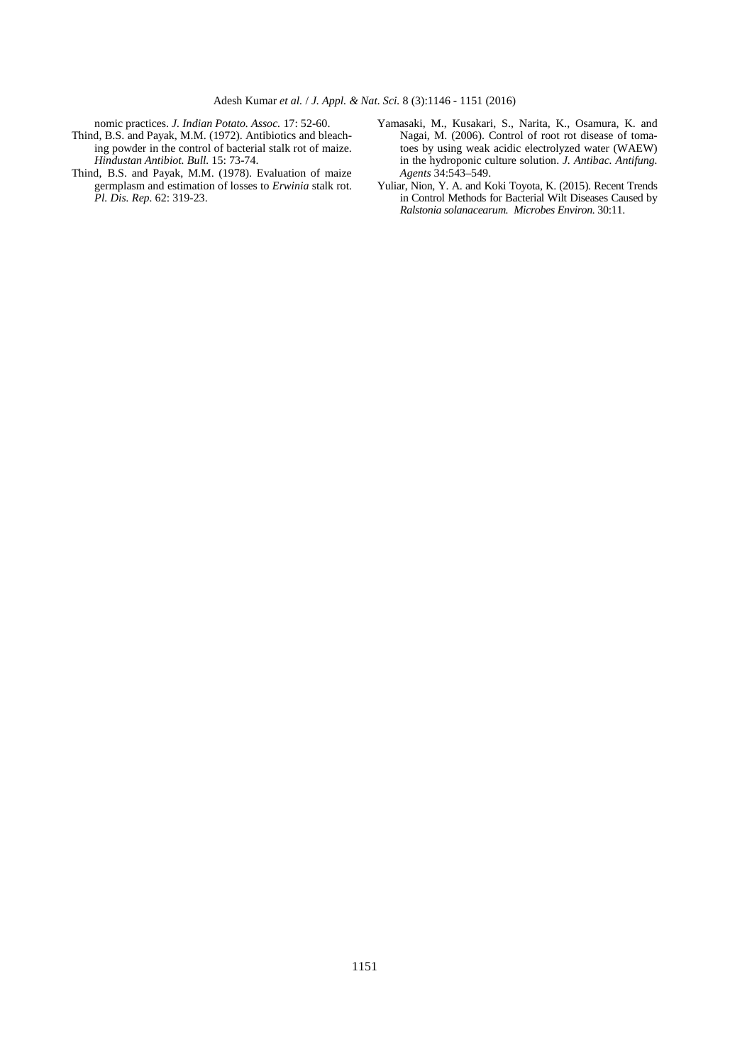nomic practices. *J. Indian Potato. Assoc.* 17: 52-60.

Thind, B.S. and Payak, M.M. (1972). Antibiotics and bleaching powder in the control of bacterial stalk rot of maize. *Hindustan Antibiot. Bull.* 15: 73-74.

Thind, B.S. and Payak, M.M. (1978). Evaluation of maize germplasm and estimation of losses to *Erwinia* stalk rot. *Pl. Dis. Rep.* 62: 319-23.

Yamasaki, M., Kusakari, S., Narita, K., Osamura, K. and Nagai, M. (2006). Control of root rot disease of tomatoes by using weak acidic electrolyzed water (WAEW) in the hydroponic culture solution. *J. Antibac. Antifung. Agents* 34:543–549.

Yuliar, Nion, Y. A. and Koki Toyota, K. (2015). Recent Trends in Control Methods for Bacterial Wilt Diseases Caused by *Ralstonia solanacearum*. *Microbes Environ.* 30:11.